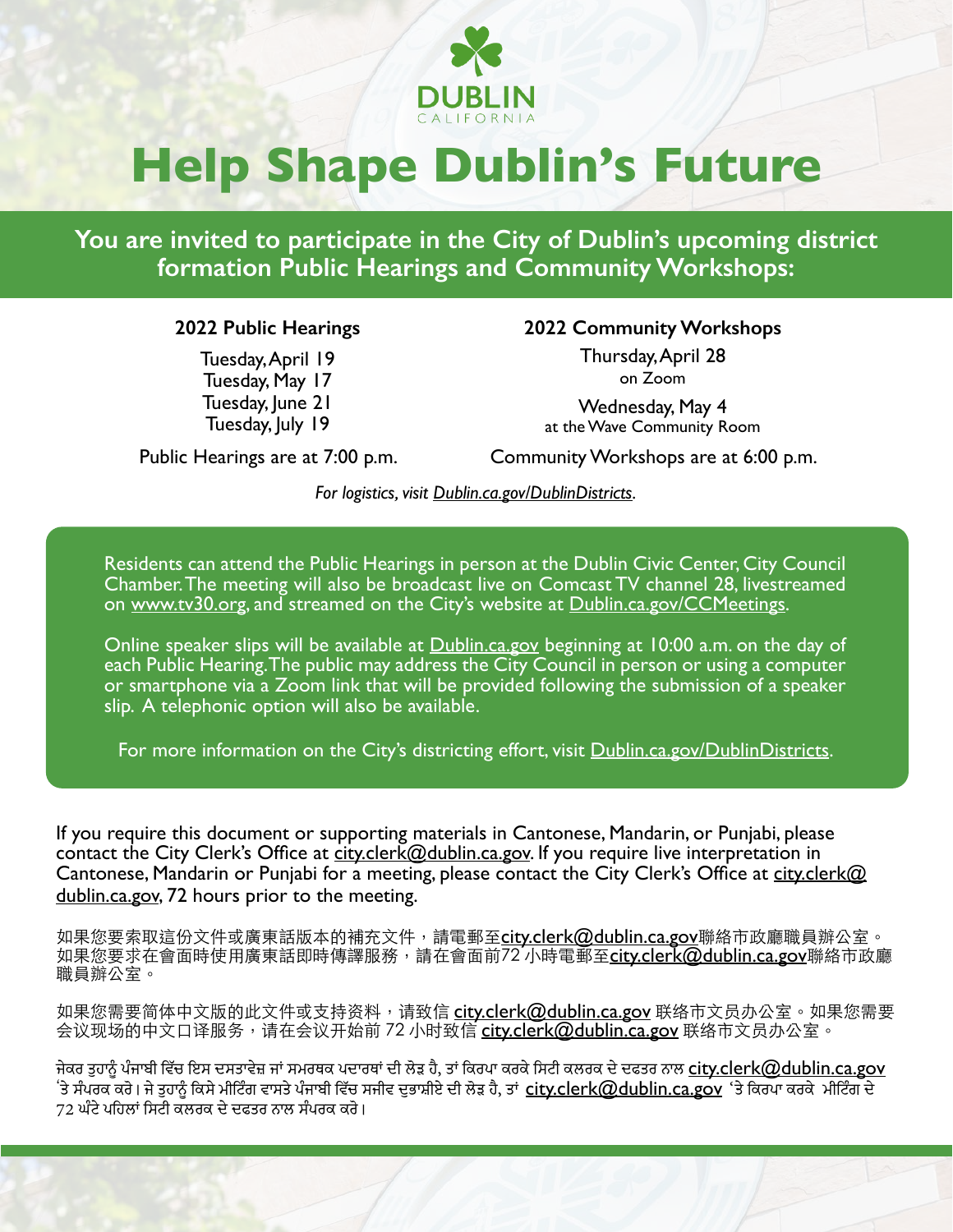DUBLIN
CALIFORNIA

# Help Shape Dublin's Future

## You are invited to participate in the City of Dublin's upcoming district formation Public Hearings and Community Workshops:

**2022 Public Hearings**

Tuesday, April 19
Tuesday, May 17
Tuesday, June 21
Tuesday, July 19

Public Hearings are at 7:00 p.m.

**2022 Community Workshops**

Thursday, April 28
on Zoom

Wednesday, May 4
at the Wave Community Room

Community Workshops are at 6:00 p.m.

*For logistics, visit Dublin.ca.gov/DublinDistricts.*

Residents can attend the Public Hearings in person at the Dublin Civic Center, City Council Chamber. The meeting will also be broadcast live on Comcast TV channel 28, livestreamed on www.tv30.org, and streamed on the City's website at Dublin.ca.gov/CCMeetings.

Online speaker slips will be available at Dublin.ca.gov beginning at 10:00 a.m. on the day of each Public Hearing. The public may address the City Council in person or using a computer or smartphone via a Zoom link that will be provided following the submission of a speaker slip. A telephonic option will also be available.

For more information on the City's districting effort, visit Dublin.ca.gov/DublinDistricts.

If you require this document or supporting materials in Cantonese, Mandarin, or Punjabi, please contact the City Clerk's Office at city.clerk@dublin.ca.gov. If you require live interpretation in Cantonese, Mandarin or Punjabi for a meeting, please contact the City Clerk's Office at city.clerk@dublin.ca.gov, 72 hours prior to the meeting.

如果您要索取這份文件或廣東話版本的補充文件，請電郵至city.clerk@dublin.ca.gov聯絡市政廳職員辦公室。如果您要求在會面時使用廣東話即時傳譯服務，請在會面前72 小時電郵至city.clerk@dublin.ca.gov聯絡市政廳職員辦公室。

如果您需要简体中文版的此文件或支持资料，请致信 city.clerk@dublin.ca.gov 联络市文员办公室。如果您需要会议现场的中文口译服务，请在会议开始前 72 小时致信 city.clerk@dublin.ca.gov 联络市文员办公室。

ਜੇਕਰ ਤੁਹਾਨੂੰ ਪੰਜਾਬੀ ਵਿੱਚ ਇਸ ਦਸਤਾਵੇਜ਼ ਜਾਂ ਸਮਰਥਕ ਪਦਾਰਥਾਂ ਦੀ ਲੋੜ ਹੈ, ਤਾਂ ਕਿਰਪਾ ਕਰਕੇ ਸਿਟੀ ਕਲਰਕ ਦੇ ਦਫਤਰ ਨਾਲ city.clerk@dublin.ca.gov 'ਤੇ ਸੰਪਰਕ ਕਰੋ। ਜੇ ਤੁਹਾਨੂੰ ਕਿਸੇ ਮੀਟਿੰਗ ਵਾਸਤੇ ਪੰਜਾਬੀ ਵਿੱਚ ਸਜੀਵ ਦੁਭਾਸ਼ੀਏ ਦੀ ਲੋੜ ਹੈ, ਤਾਂ city.clerk@dublin.ca.gov 'ਤੇ ਕਿਰਪਾ ਕਰਕੇ ਮੀਟਿੰਗ ਦੇ 72 ਘੰਟੇ ਪਹਿਲਾਂ ਸਿਟੀ ਕਲਰਕ ਦੇ ਦਫਤਰ ਨਾਲ ਸੰਪਰਕ ਕਰੋ।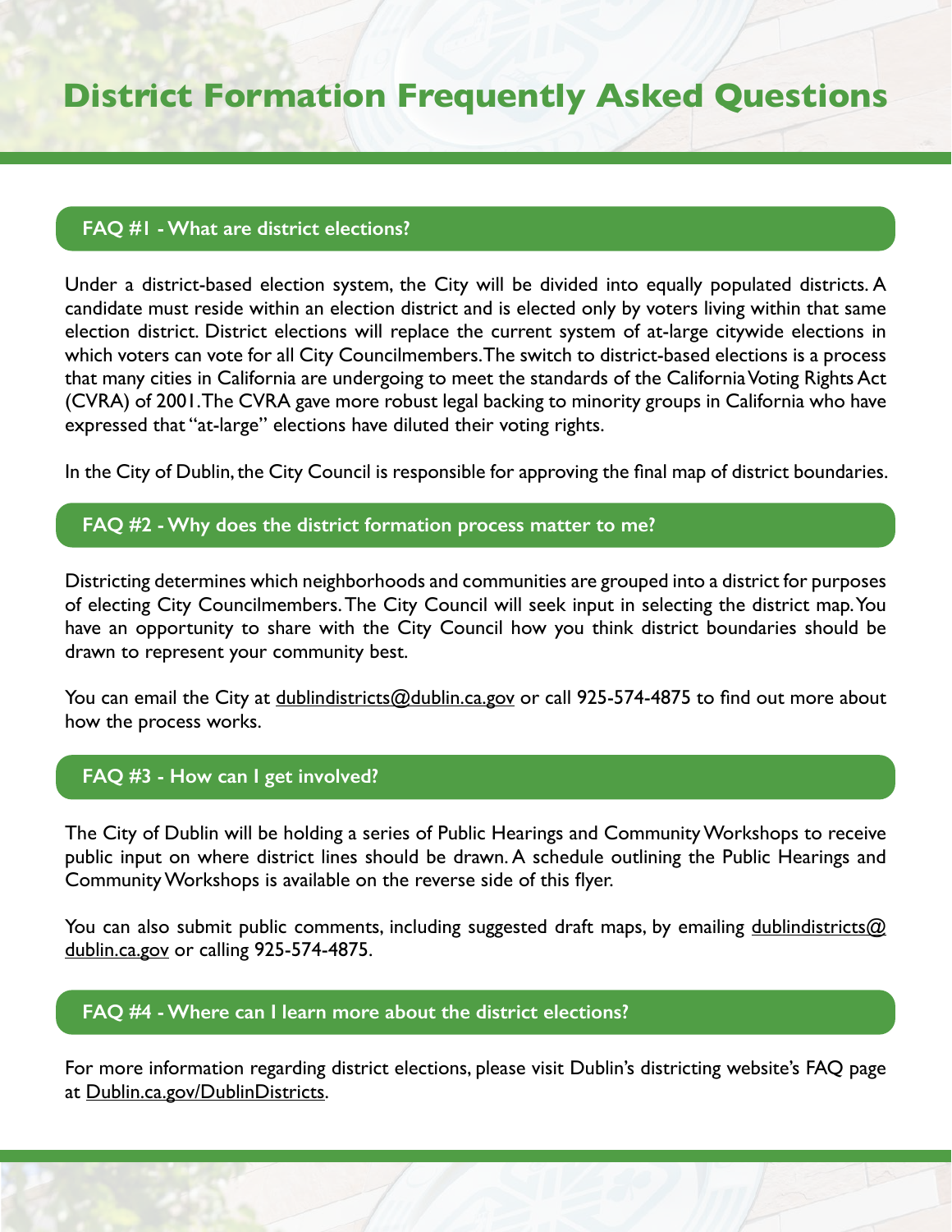# District Formation Frequently Asked Questions

## FAQ #1 - What are district elections?

Under a district-based election system, the City will be divided into equally populated districts. A candidate must reside within an election district and is elected only by voters living within that same election district. District elections will replace the current system of at-large citywide elections in which voters can vote for all City Councilmembers. The switch to district-based elections is a process that many cities in California are undergoing to meet the standards of the California Voting Rights Act (CVRA) of 2001. The CVRA gave more robust legal backing to minority groups in California who have expressed that "at-large" elections have diluted their voting rights.

In the City of Dublin, the City Council is responsible for approving the final map of district boundaries.

## FAQ #2 - Why does the district formation process matter to me?

Districting determines which neighborhoods and communities are grouped into a district for purposes of electing City Councilmembers. The City Council will seek input in selecting the district map. You have an opportunity to share with the City Council how you think district boundaries should be drawn to represent your community best.

You can email the City at dublindistricts@dublin.ca.gov or call 925-574-4875 to find out more about how the process works.

## FAQ #3 - How can I get involved?

The City of Dublin will be holding a series of Public Hearings and Community Workshops to receive public input on where district lines should be drawn. A schedule outlining the Public Hearings and Community Workshops is available on the reverse side of this flyer.

You can also submit public comments, including suggested draft maps, by emailing dublindistricts@dublin.ca.gov or calling 925-574-4875.

## FAQ #4 - Where can I learn more about the district elections?

For more information regarding district elections, please visit Dublin's districting website's FAQ page at Dublin.ca.gov/DublinDistricts.